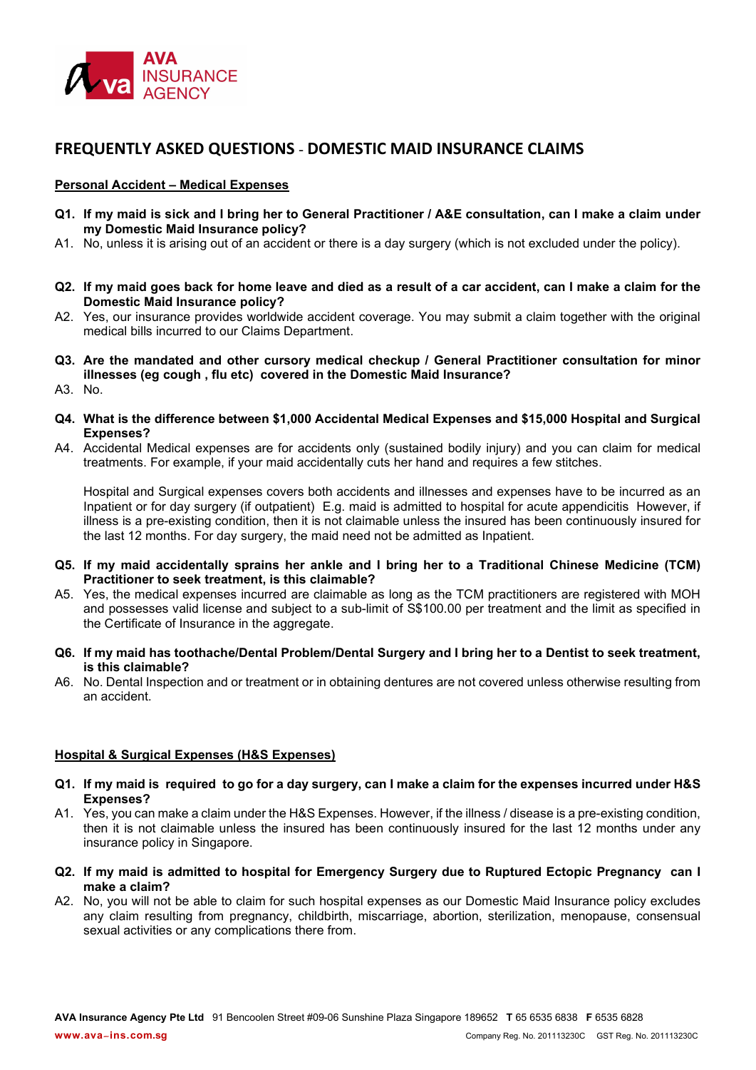# FREQUENTLY ASKED QUESTIONS - DOMESTIC MAID INSURANCE CLAIMS

## Personal Accident – Medical Expenses

**Q1. If my maid is sick and I bring her to General Practitioner / A&E consultation, can I make a claim under my Domestic Maid Insurance policy?**

A1. No, unless it is arising out of an accident or there is a day surgery (which is not excluded under the policy).

**Q2. If my maid goes back for home leave and died as a result of a car accident, can I make a claim for the Domestic Maid Insurance policy?**

A2. Yes, our insurance provides worldwide accident coverage. You may submit a claim together with the original medical bills incurred to our Claims Department.

**Q3. Are the mandated and other cursory medical checkup / General Practitioner consultation for minor illnesses (eg cough , flu etc) covered in the Domestic Maid Insurance?**

A3. No.

**Q4. What is the difference between $1,000 Accidental Medical Expenses and $15,000 Hospital and Surgical Expenses?**

A4. Accidental Medical expenses are for accidents only (sustained bodily injury) and you can claim for medical treatments. For example, if your maid accidentally cuts her hand and requires a few stitches.

Hospital and Surgical expenses covers both accidents and illnesses and expenses have to be incurred as an Inpatient or for day surgery (if outpatient) E.g. maid is admitted to hospital for acute appendicitis However, if illness is a pre-existing condition, then it is not claimable unless the insured has been continuously insured for the last 12 months. For day surgery, the maid need not be admitted as Inpatient.

**Q5. If my maid accidentally sprains her ankle and I bring her to a Traditional Chinese Medicine (TCM) Practitioner to seek treatment, is this claimable?**

A5. Yes, the medical expenses incurred are claimable as long as the TCM practitioners are registered with MOH and possesses valid license and subject to a sub-limit of S$100.00 per treatment and the limit as specified in the Certificate of Insurance in the aggregate.

**Q6. If my maid has toothache/Dental Problem/Dental Surgery and I bring her to a Dentist to seek treatment, is this claimable?**

A6. No. Dental Inspection and or treatment or in obtaining dentures are not covered unless otherwise resulting from an accident.

## Hospital & Surgical Expenses (H&S Expenses)

**Q1. If my maid is required to go for a day surgery, can I make a claim for the expenses incurred under H&S Expenses?**

A1. Yes, you can make a claim under the H&S Expenses. However, if the illness / disease is a pre-existing condition, then it is not claimable unless the insured has been continuously insured for the last 12 months under any insurance policy in Singapore.

**Q2. If my maid is admitted to hospital for Emergency Surgery due to Ruptured Ectopic Pregnancy can I make a claim?**

A2. No, you will not be able to claim for such hospital expenses as our Domestic Maid Insurance policy excludes any claim resulting from pregnancy, childbirth, miscarriage, abortion, sterilization, menopause, consensual sexual activities or any complications there from.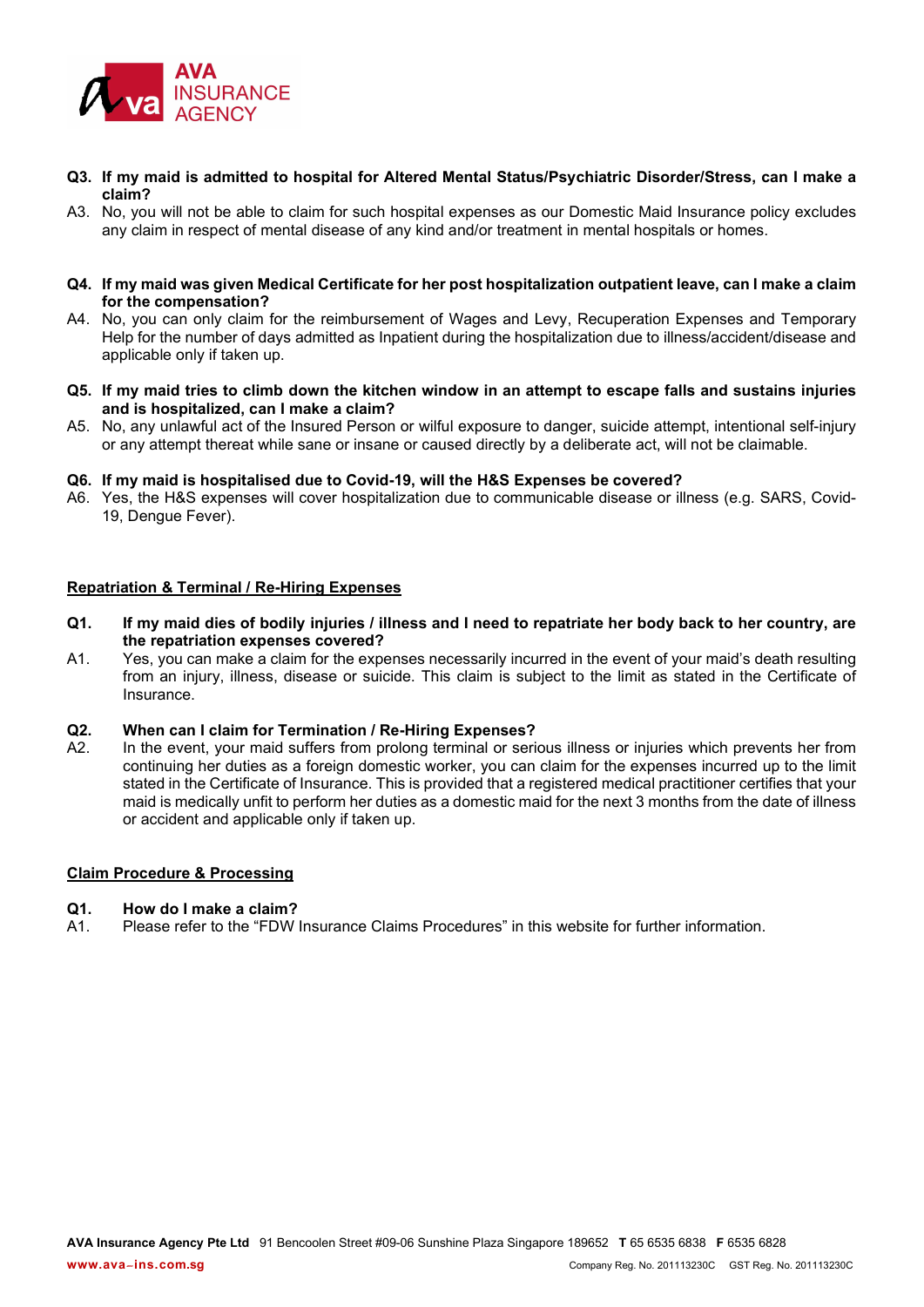**Q3. If my maid is admitted to hospital for Altered Mental Status/Psychiatric Disorder/Stress, can I make a claim?**

A3. No, you will not be able to claim for such hospital expenses as our Domestic Maid Insurance policy excludes any claim in respect of mental disease of any kind and/or treatment in mental hospitals or homes.

**Q4. If my maid was given Medical Certificate for her post hospitalization outpatient leave, can I make a claim for the compensation?**

A4. No, you can only claim for the reimbursement of Wages and Levy, Recuperation Expenses and Temporary Help for the number of days admitted as Inpatient during the hospitalization due to illness/accident/disease and applicable only if taken up.

**Q5. If my maid tries to climb down the kitchen window in an attempt to escape falls and sustains injuries and is hospitalized, can I make a claim?**

A5. No, any unlawful act of the Insured Person or wilful exposure to danger, suicide attempt, intentional self-injury or any attempt thereat while sane or insane or caused directly by a deliberate act, will not be claimable.

**Q6. If my maid is hospitalised due to Covid-19, will the H&S Expenses be covered?**

A6. Yes, the H&S expenses will cover hospitalization due to communicable disease or illness (e.g. SARS, Covid-19, Dengue Fever).

## Repatriation & Terminal / Re-Hiring Expenses

**Q1. If my maid dies of bodily injuries / illness and I need to repatriate her body back to her country, are the repatriation expenses covered?**

A1. Yes, you can make a claim for the expenses necessarily incurred in the event of your maid's death resulting from an injury, illness, disease or suicide. This claim is subject to the limit as stated in the Certificate of Insurance.

**Q2. When can I claim for Termination / Re-Hiring Expenses?**

A2. In the event, your maid suffers from prolong terminal or serious illness or injuries which prevents her from continuing her duties as a foreign domestic worker, you can claim for the expenses incurred up to the limit stated in the Certificate of Insurance. This is provided that a registered medical practitioner certifies that your maid is medically unfit to perform her duties as a domestic maid for the next 3 months from the date of illness or accident and applicable only if taken up.

## Claim Procedure & Processing

**Q1. How do I make a claim?**

A1. Please refer to the "FDW Insurance Claims Procedures" in this website for further information.